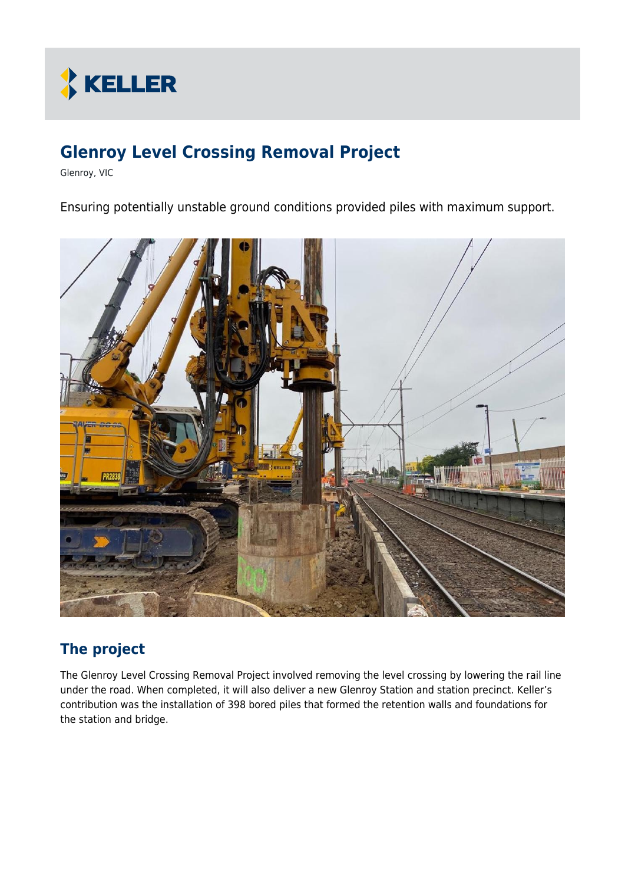KELLER

# Glenroy Level Crossing Removal Project

Glenroy, VIC

Ensuring potentially unstable ground conditions provided piles with maximum support.

## The project

The Glenroy Level Crossing Removal Project involved removing the level crossing by lowering the rail line under the road. When completed, it will also deliver a new Glenroy Station and station precinct. Keller's contribution was the installation of 398 bored piles that formed the retention walls and foundations for the station and bridge.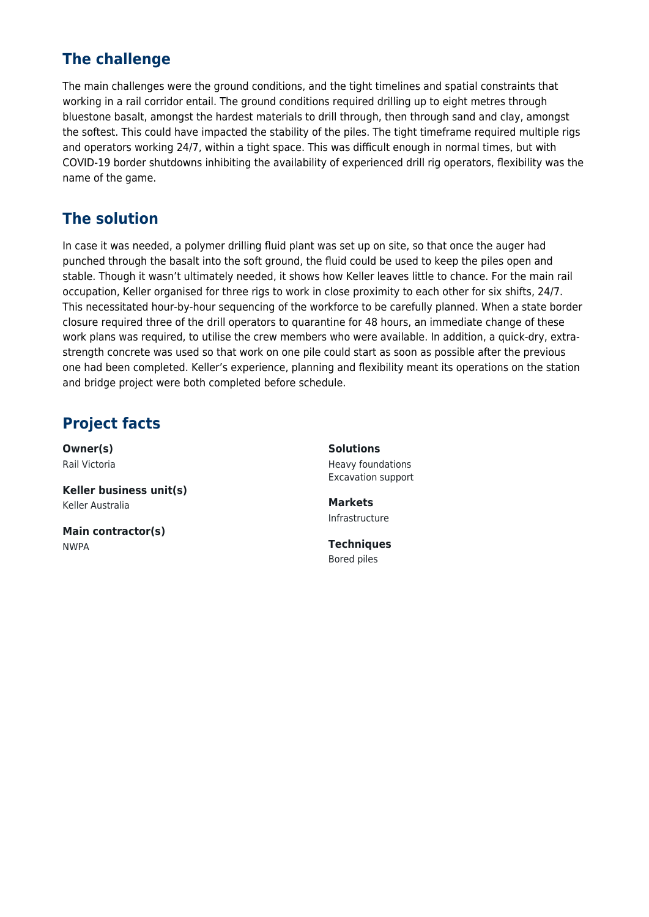## The challenge

The main challenges were the ground conditions, and the tight timelines and spatial constraints that working in a rail corridor entail. The ground conditions required drilling up to eight metres through bluestone basalt, amongst the hardest materials to drill through, then through sand and clay, amongst the softest. This could have impacted the stability of the piles. The tight timeframe required multiple rigs and operators working 24/7, within a tight space. This was difficult enough in normal times, but with COVID-19 border shutdowns inhibiting the availability of experienced drill rig operators, flexibility was the name of the game.

## The solution

In case it was needed, a polymer drilling fluid plant was set up on site, so that once the auger had punched through the basalt into the soft ground, the fluid could be used to keep the piles open and stable. Though it wasn't ultimately needed, it shows how Keller leaves little to chance. For the main rail occupation, Keller organised for three rigs to work in close proximity to each other for six shifts, 24/7. This necessitated hour-by-hour sequencing of the workforce to be carefully planned. When a state border closure required three of the drill operators to quarantine for 48 hours, an immediate change of these work plans was required, to utilise the crew members who were available. In addition, a quick-dry, extra-strength concrete was used so that work on one pile could start as soon as possible after the previous one had been completed. Keller's experience, planning and flexibility meant its operations on the station and bridge project were both completed before schedule.

## Project facts

**Owner(s)**
Rail Victoria

**Keller business unit(s)**
Keller Australia

**Main contractor(s)**
NWPA

**Solutions**
Heavy foundations
Excavation support

**Markets**
Infrastructure

**Techniques**
Bored piles